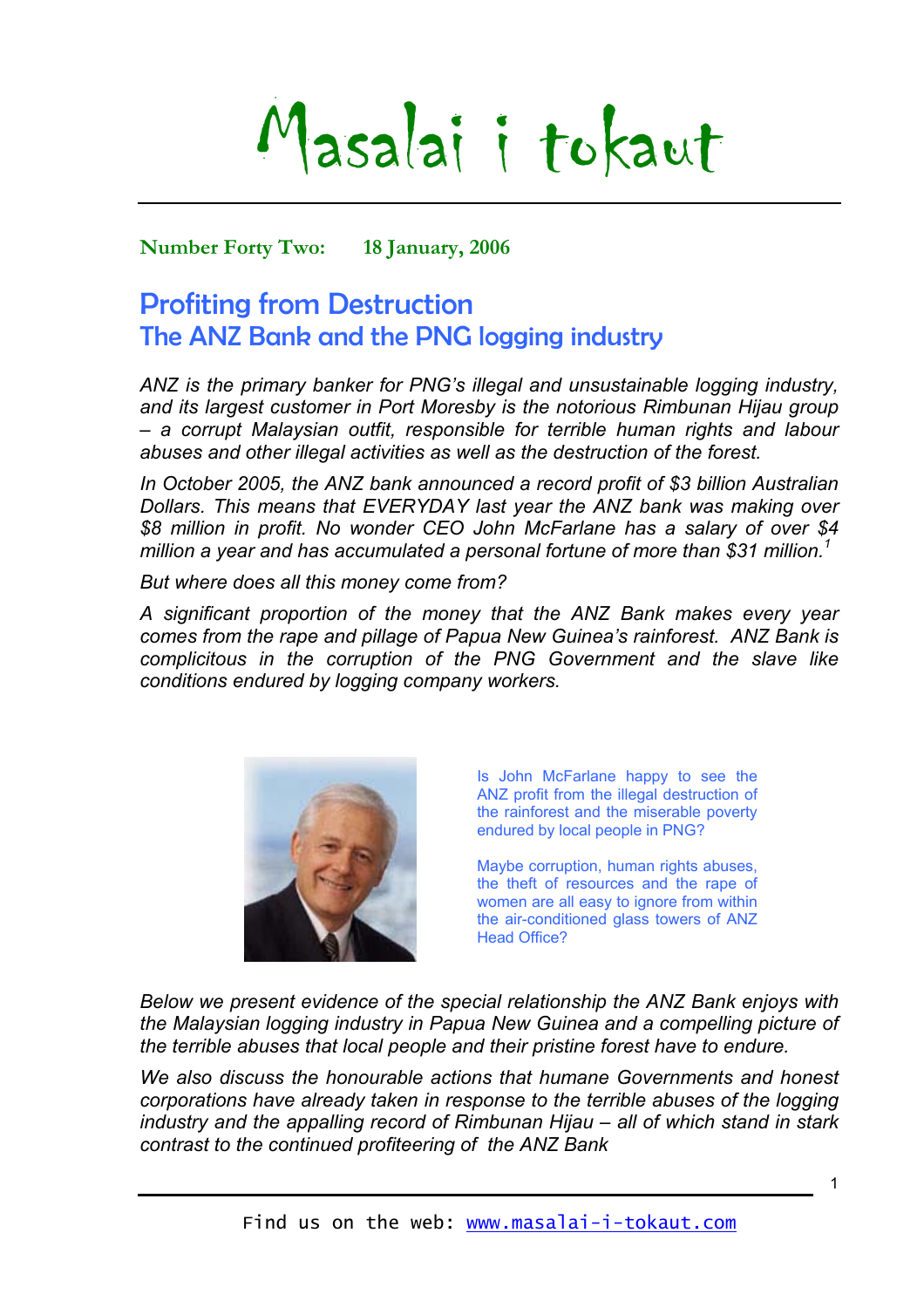# Masalai i tokaut

**Number Forty Two: 18 January, 2006**

## Profiting from Destruction
### The ANZ Bank and the PNG logging industry

*ANZ is the primary banker for PNG's illegal and unsustainable logging industry, and its largest customer in Port Moresby is the notorious Rimbunan Hijau group – a corrupt Malaysian outfit, responsible for terrible human rights and labour abuses and other illegal activities as well as the destruction of the forest.*

*In October 2005, the ANZ bank announced a record profit of $3 billion Australian Dollars. This means that EVERYDAY last year the ANZ bank was making over $8 million in profit. No wonder CEO John McFarlane has a salary of over $4 million a year and has accumulated a personal fortune of more than $31 million.*[1]

*But where does all this money come from?*

*A significant proportion of the money that the ANZ Bank makes every year comes from the rape and pillage of Papua New Guinea's rainforest. ANZ Bank is complicitous in the corruption of the PNG Government and the slave like conditions endured by logging company workers.*

Is John McFarlane happy to see the ANZ profit from the illegal destruction of the rainforest and the miserable poverty endured by local people in PNG?

Maybe corruption, human rights abuses, the theft of resources and the rape of women are all easy to ignore from within the air-conditioned glass towers of ANZ Head Office?

*Below we present evidence of the special relationship the ANZ Bank enjoys with the Malaysian logging industry in Papua New Guinea and a compelling picture of the terrible abuses that local people and their pristine forest have to endure.*

*We also discuss the honourable actions that humane Governments and honest corporations have already taken in response to the terrible abuses of the logging industry and the appalling record of Rimbunan Hijau – all of which stand in stark contrast to the continued profiteering of the ANZ Bank*

Find us on the web: www.masalai-i-tokaut.com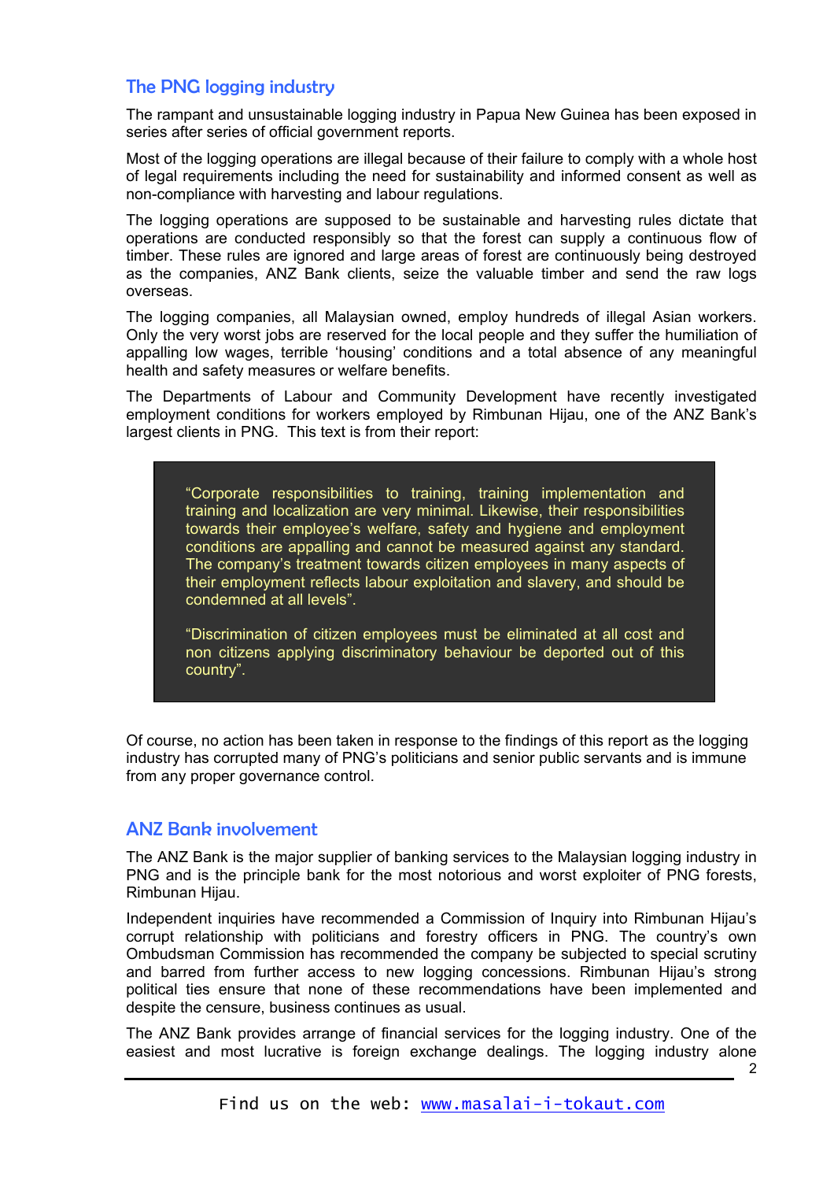## The PNG logging industry

The rampant and unsustainable logging industry in Papua New Guinea has been exposed in series after series of official government reports.

Most of the logging operations are illegal because of their failure to comply with a whole host of legal requirements including the need for sustainability and informed consent as well as non-compliance with harvesting and labour regulations.

The logging operations are supposed to be sustainable and harvesting rules dictate that operations are conducted responsibly so that the forest can supply a continuous flow of timber. These rules are ignored and large areas of forest are continuously being destroyed as the companies, ANZ Bank clients, seize the valuable timber and send the raw logs overseas.

The logging companies, all Malaysian owned, employ hundreds of illegal Asian workers. Only the very worst jobs are reserved for the local people and they suffer the humiliation of appalling low wages, terrible 'housing' conditions and a total absence of any meaningful health and safety measures or welfare benefits.

The Departments of Labour and Community Development have recently investigated employment conditions for workers employed by Rimbunan Hijau, one of the ANZ Bank's largest clients in PNG. This text is from their report:

> "Corporate responsibilities to training, training implementation and training and localization are very minimal. Likewise, their responsibilities towards their employee's welfare, safety and hygiene and employment conditions are appalling and cannot be measured against any standard. The company's treatment towards citizen employees in many aspects of their employment reflects labour exploitation and slavery, and should be condemned at all levels".
>
> "Discrimination of citizen employees must be eliminated at all cost and non citizens applying discriminatory behaviour be deported out of this country".

Of course, no action has been taken in response to the findings of this report as the logging industry has corrupted many of PNG's politicians and senior public servants and is immune from any proper governance control.

## ANZ Bank involvement

The ANZ Bank is the major supplier of banking services to the Malaysian logging industry in PNG and is the principle bank for the most notorious and worst exploiter of PNG forests, Rimbunan Hijau.

Independent inquiries have recommended a Commission of Inquiry into Rimbunan Hijau's corrupt relationship with politicians and forestry officers in PNG. The country's own Ombudsman Commission has recommended the company be subjected to special scrutiny and barred from further access to new logging concessions. Rimbunan Hijau's strong political ties ensure that none of these recommendations have been implemented and despite the censure, business continues as usual.

The ANZ Bank provides arrange of financial services for the logging industry. One of the easiest and most lucrative is foreign exchange dealings. The logging industry alone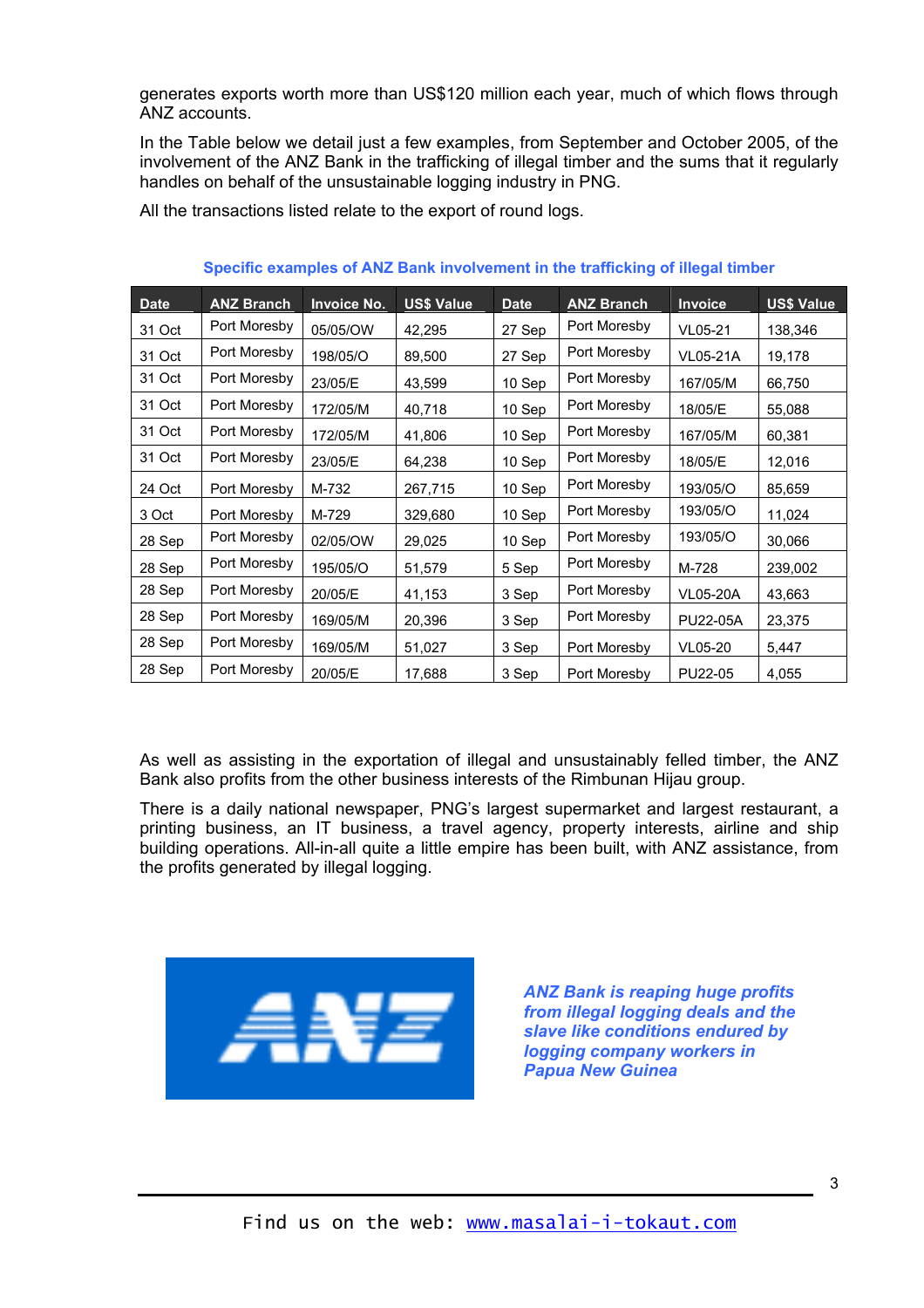generates exports worth more than US$120 million each year, much of which flows through ANZ accounts.

In the Table below we detail just a few examples, from September and October 2005, of the involvement of the ANZ Bank in the trafficking of illegal timber and the sums that it regularly handles on behalf of the unsustainable logging industry in PNG.

All the transactions listed relate to the export of round logs.

**Specific examples of ANZ Bank involvement in the trafficking of illegal timber**

| Date | ANZ Branch | Invoice No. | US$ Value | Date | ANZ Branch | Invoice | US$ Value |
|---|---|---|---|---|---|---|---|
| 31 Oct | Port Moresby | 05/05/OW | 42,295 | 27 Sep | Port Moresby | VL05-21 | 138,346 |
| 31 Oct | Port Moresby | 198/05/O | 89,500 | 27 Sep | Port Moresby | VL05-21A | 19,178 |
| 31 Oct | Port Moresby | 23/05/E | 43,599 | 10 Sep | Port Moresby | 167/05/M | 66,750 |
| 31 Oct | Port Moresby | 172/05/M | 40,718 | 10 Sep | Port Moresby | 18/05/E | 55,088 |
| 31 Oct | Port Moresby | 172/05/M | 41,806 | 10 Sep | Port Moresby | 167/05/M | 60,381 |
| 31 Oct | Port Moresby | 23/05/E | 64,238 | 10 Sep | Port Moresby | 18/05/E | 12,016 |
| 24 Oct | Port Moresby | M-732 | 267,715 | 10 Sep | Port Moresby | 193/05/O | 85,659 |
| 3 Oct | Port Moresby | M-729 | 329,680 | 10 Sep | Port Moresby | 193/05/O | 11,024 |
| 28 Sep | Port Moresby | 02/05/OW | 29,025 | 10 Sep | Port Moresby | 193/05/O | 30,066 |
| 28 Sep | Port Moresby | 195/05/O | 51,579 | 5 Sep | Port Moresby | M-728 | 239,002 |
| 28 Sep | Port Moresby | 20/05/E | 41,153 | 3 Sep | Port Moresby | VL05-20A | 43,663 |
| 28 Sep | Port Moresby | 169/05/M | 20,396 | 3 Sep | Port Moresby | PU22-05A | 23,375 |
| 28 Sep | Port Moresby | 169/05/M | 51,027 | 3 Sep | Port Moresby | VL05-20 | 5,447 |
| 28 Sep | Port Moresby | 20/05/E | 17,688 | 3 Sep | Port Moresby | PU22-05 | 4,055 |

As well as assisting in the exportation of illegal and unsustainably felled timber, the ANZ Bank also profits from the other business interests of the Rimbunan Hijau group.

There is a daily national newspaper, PNG's largest supermarket and largest restaurant, a printing business, an IT business, a travel agency, property interests, airline and ship building operations. All-in-all quite a little empire has been built, with ANZ assistance, from the profits generated by illegal logging.

ANZ

***ANZ Bank is reaping huge profits from illegal logging deals and the slave like conditions endured by logging company workers in Papua New Guinea***

Find us on the web: www.masalai-i-tokaut.com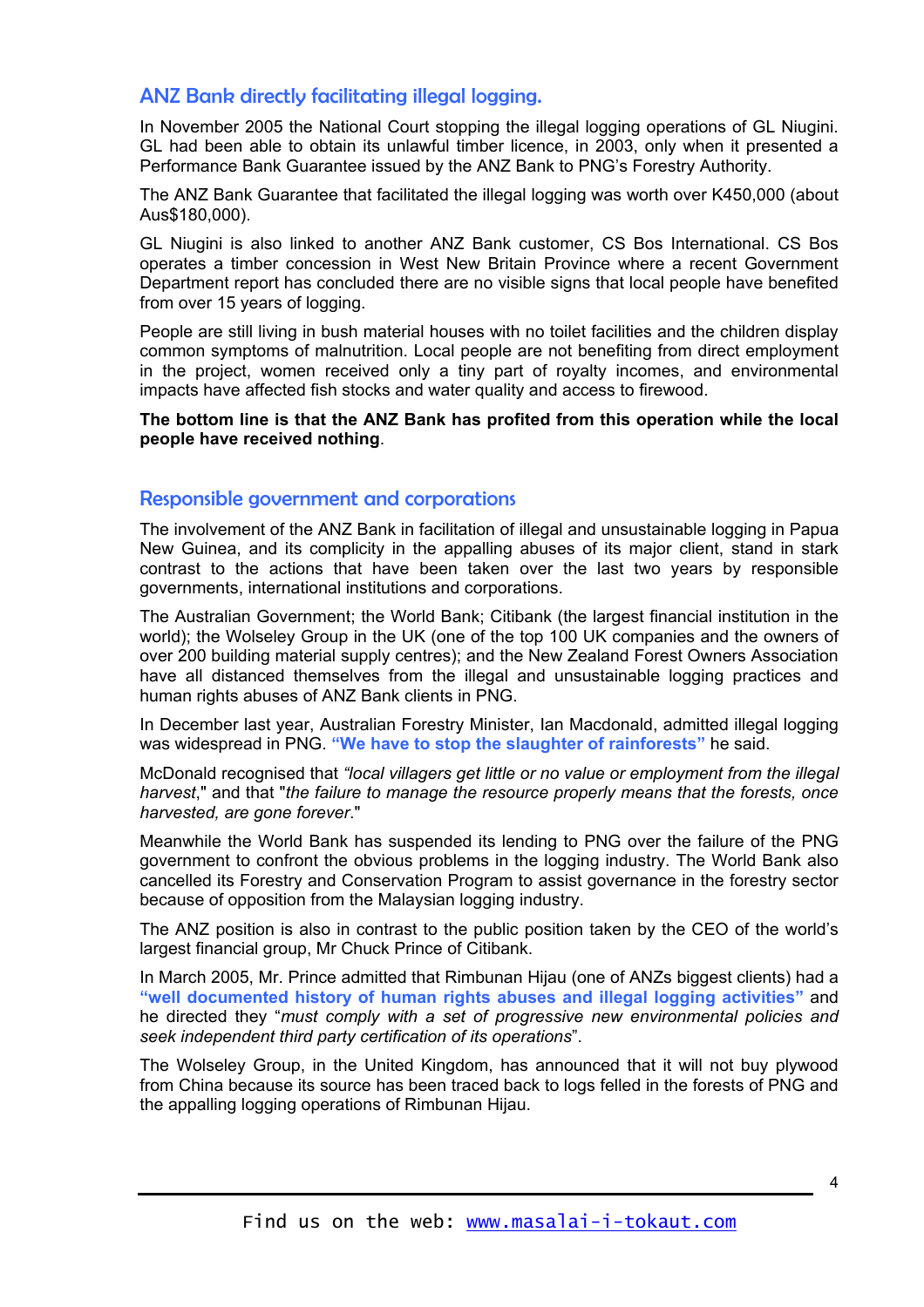## ANZ Bank directly facilitating illegal logging.

In November 2005 the National Court stopping the illegal logging operations of GL Niugini. GL had been able to obtain its unlawful timber licence, in 2003, only when it presented a Performance Bank Guarantee issued by the ANZ Bank to PNG's Forestry Authority.

The ANZ Bank Guarantee that facilitated the illegal logging was worth over K450,000 (about Aus$180,000).

GL Niugini is also linked to another ANZ Bank customer, CS Bos International. CS Bos operates a timber concession in West New Britain Province where a recent Government Department report has concluded there are no visible signs that local people have benefited from over 15 years of logging.

People are still living in bush material houses with no toilet facilities and the children display common symptoms of malnutrition. Local people are not benefiting from direct employment in the project, women received only a tiny part of royalty incomes, and environmental impacts have affected fish stocks and water quality and access to firewood.

**The bottom line is that the ANZ Bank has profited from this operation while the local people have received nothing**.

## Responsible government and corporations

The involvement of the ANZ Bank in facilitation of illegal and unsustainable logging in Papua New Guinea, and its complicity in the appalling abuses of its major client, stand in stark contrast to the actions that have been taken over the last two years by responsible governments, international institutions and corporations.

The Australian Government; the World Bank; Citibank (the largest financial institution in the world); the Wolseley Group in the UK (one of the top 100 UK companies and the owners of over 200 building material supply centres); and the New Zealand Forest Owners Association have all distanced themselves from the illegal and unsustainable logging practices and human rights abuses of ANZ Bank clients in PNG.

In December last year, Australian Forestry Minister, Ian Macdonald, admitted illegal logging was widespread in PNG. **"We have to stop the slaughter of rainforests"** he said.

McDonald recognised that *"local villagers get little or no value or employment from the illegal harvest*," and that "*the failure to manage the resource properly means that the forests, once harvested, are gone forever*."

Meanwhile the World Bank has suspended its lending to PNG over the failure of the PNG government to confront the obvious problems in the logging industry. The World Bank also cancelled its Forestry and Conservation Program to assist governance in the forestry sector because of opposition from the Malaysian logging industry.

The ANZ position is also in contrast to the public position taken by the CEO of the world's largest financial group, Mr Chuck Prince of Citibank.

In March 2005, Mr. Prince admitted that Rimbunan Hijau (one of ANZs biggest clients) had a **"well documented history of human rights abuses and illegal logging activities"** and he directed they "*must comply with a set of progressive new environmental policies and seek independent third party certification of its operations*".

The Wolseley Group, in the United Kingdom, has announced that it will not buy plywood from China because its source has been traced back to logs felled in the forests of PNG and the appalling logging operations of Rimbunan Hijau.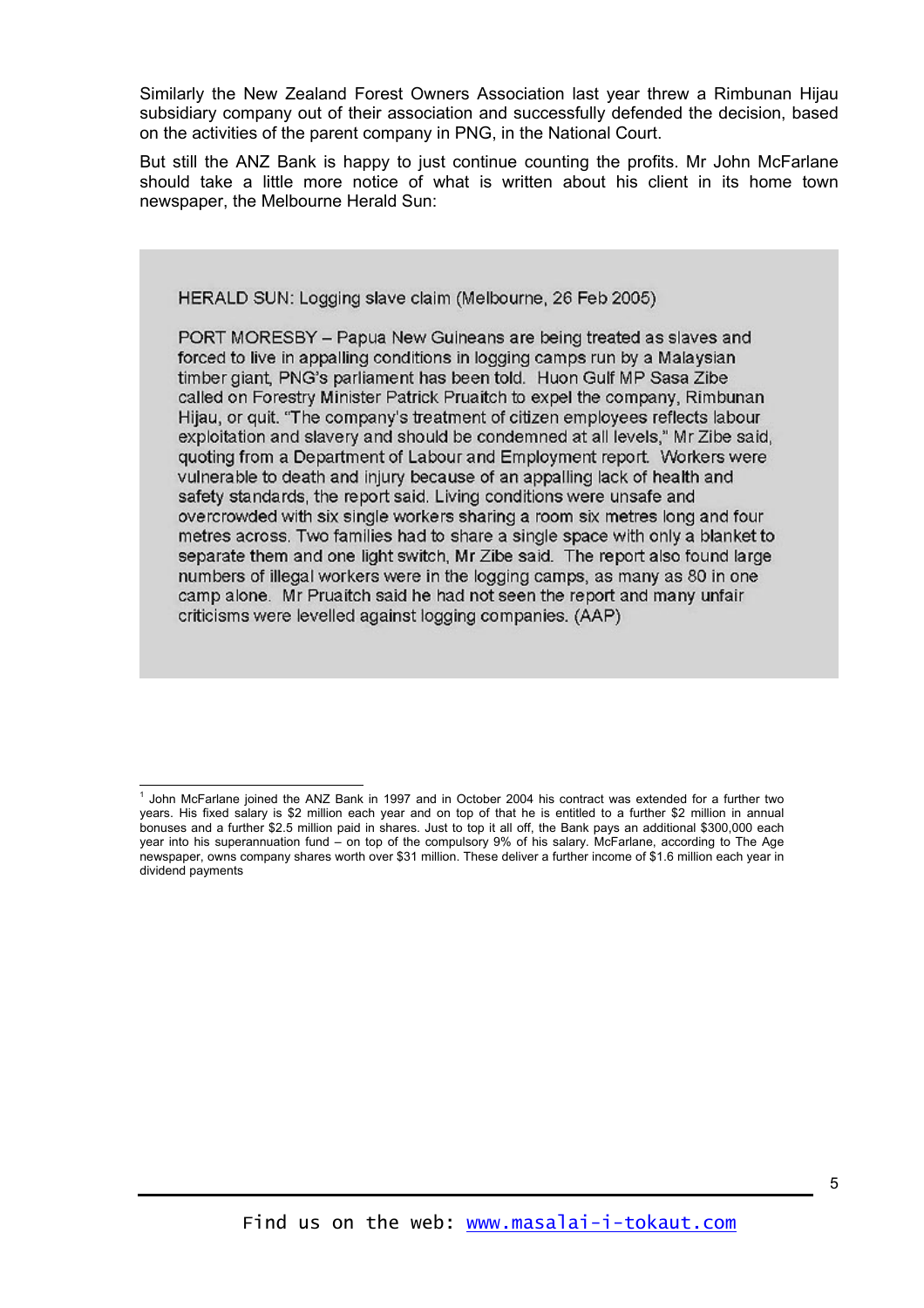Similarly the New Zealand Forest Owners Association last year threw a Rimbunan Hijau subsidiary company out of their association and successfully defended the decision, based on the activities of the parent company in PNG, in the National Court.

But still the ANZ Bank is happy to just continue counting the profits. Mr John McFarlane should take a little more notice of what is written about his client in its home town newspaper, the Melbourne Herald Sun:

> HERALD SUN: Logging slave claim (Melbourne, 26 Feb 2005)
>
> PORT MORESBY – Papua New Guineans are being treated as slaves and forced to live in appalling conditions in logging camps run by a Malaysian timber giant, PNG's parliament has been told. Huon Gulf MP Sasa Zibe called on Forestry Minister Patrick Pruaitch to expel the company, Rimbunan Hijau, or quit. "The company's treatment of citizen employees reflects labour exploitation and slavery and should be condemned at all levels," Mr Zibe said, quoting from a Department of Labour and Employment report. Workers were vulnerable to death and injury because of an appalling lack of health and safety standards, the report said. Living conditions were unsafe and overcrowded with six single workers sharing a room six metres long and four metres across. Two families had to share a single space with only a blanket to separate them and one light switch, Mr Zibe said. The report also found large numbers of illegal workers were in the logging camps, as many as 80 in one camp alone. Mr Pruaitch said he had not seen the report and many unfair criticisms were levelled against logging companies. (AAP)

---

[1] John McFarlane joined the ANZ Bank in 1997 and in October 2004 his contract was extended for a further two years. His fixed salary is $2 million each year and on top of that he is entitled to a further $2 million in annual bonuses and a further $2.5 million paid in shares. Just to top it all off, the Bank pays an additional $300,000 each year into his superannuation fund – on top of the compulsory 9% of his salary. McFarlane, according to The Age newspaper, owns company shares worth over $31 million. These deliver a further income of $1.6 million each year in dividend payments

Find us on the web: www.masalai-i-tokaut.com